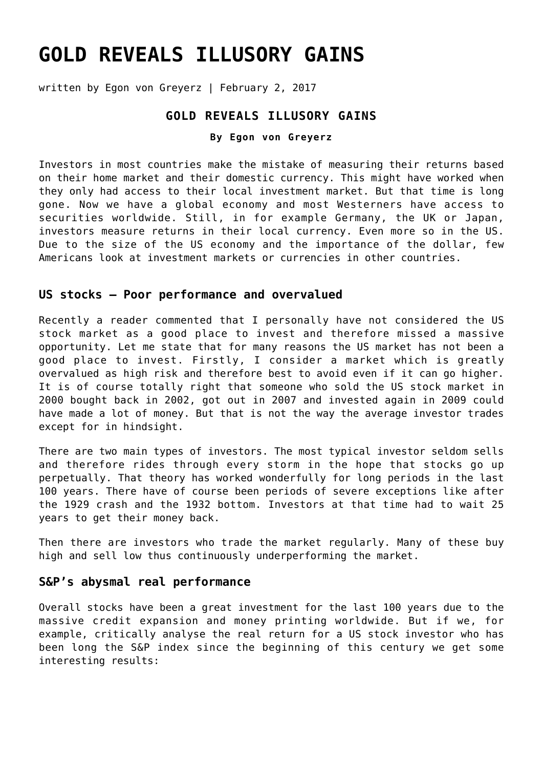# GOLD REVEALS ILLUSORY GAINS

written by Egon von Greyerz | February 2, 2017

## GOLD REVEALS ILLUSORY GAINS

**By Egon von Greyerz**

Investors in most countries make the mistake of measuring their returns based on their home market and their domestic currency. This might have worked when they only had access to their local investment market. But that time is long gone. Now we have a global economy and most Westerners have access to securities worldwide. Still, in for example Germany, the UK or Japan, investors measure returns in their local currency. Even more so in the US. Due to the size of the US economy and the importance of the dollar, few Americans look at investment markets or currencies in other countries.

### US stocks – Poor performance and overvalued

Recently a reader commented that I personally have not considered the US stock market as a good place to invest and therefore missed a massive opportunity. Let me state that for many reasons the US market has not been a good place to invest. Firstly, I consider a market which is greatly overvalued as high risk and therefore best to avoid even if it can go higher. It is of course totally right that someone who sold the US stock market in 2000 bought back in 2002, got out in 2007 and invested again in 2009 could have made a lot of money. But that is not the way the average investor trades except for in hindsight.

There are two main types of investors. The most typical investor seldom sells and therefore rides through every storm in the hope that stocks go up perpetually. That theory has worked wonderfully for long periods in the last 100 years. There have of course been periods of severe exceptions like after the 1929 crash and the 1932 bottom. Investors at that time had to wait 25 years to get their money back.

Then there are investors who trade the market regularly. Many of these buy high and sell low thus continuously underperforming the market.

### S&P's abysmal real performance

Overall stocks have been a great investment for the last 100 years due to the massive credit expansion and money printing worldwide. But if we, for example, critically analyse the real return for a US stock investor who has been long the S&P index since the beginning of this century we get some interesting results: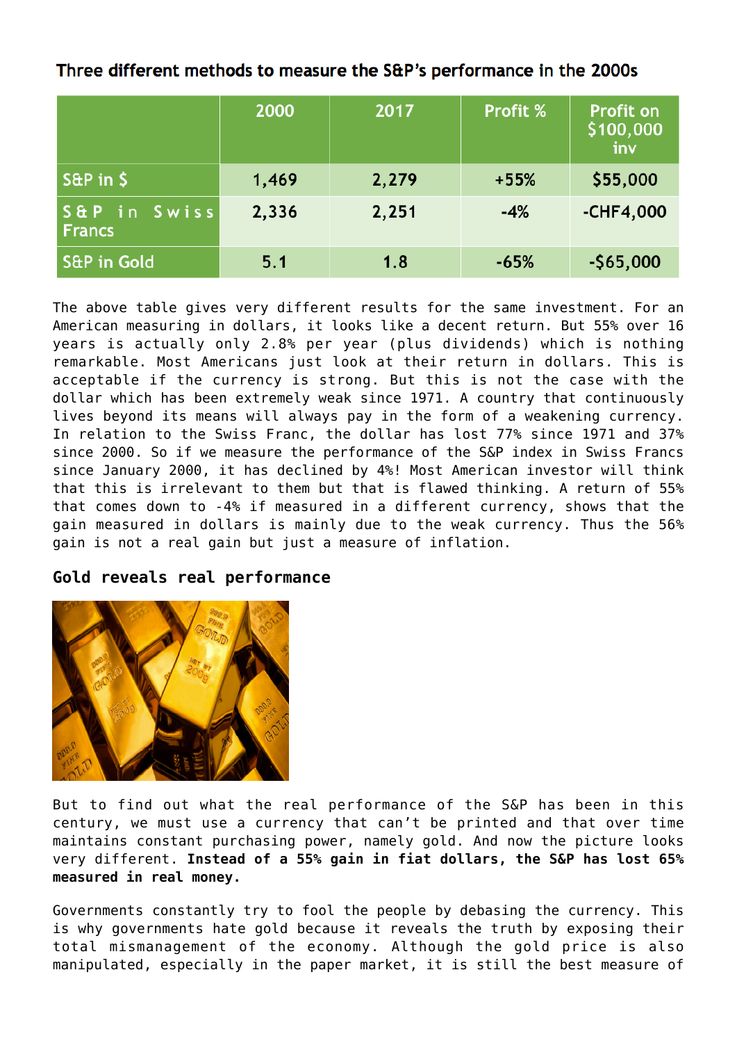### Three different methods to measure the S&P's performance in the 2000s

| | 2000 | 2017 | Profit % | Profit on $100,000 inv |
|---|---|---|---|---|
| S&P in $ | 1,469 | 2,279 | +55% | $55,000 |
| S&P in Swiss Francs | 2,336 | 2,251 | -4% | -CHF4,000 |
| S&P in Gold | 5.1 | 1.8 | -65% | -$65,000 |

The above table gives very different results for the same investment. For an American measuring in dollars, it looks like a decent return. But 55% over 16 years is actually only 2.8% per year (plus dividends) which is nothing remarkable. Most Americans just look at their return in dollars. This is acceptable if the currency is strong. But this is not the case with the dollar which has been extremely weak since 1971. A country that continuously lives beyond its means will always pay in the form of a weakening currency. In relation to the Swiss Franc, the dollar has lost 77% since 1971 and 37% since 2000. So if we measure the performance of the S&P index in Swiss Francs since January 2000, it has declined by 4%! Most American investor will think that this is irrelevant to them but that is flawed thinking. A return of 55% that comes down to -4% if measured in a different currency, shows that the gain measured in dollars is mainly due to the weak currency. Thus the 56% gain is not a real gain but just a measure of inflation.

## Gold reveals real performance

But to find out what the real performance of the S&P has been in this century, we must use a currency that can't be printed and that over time maintains constant purchasing power, namely gold. And now the picture looks very different. **Instead of a 55% gain in fiat dollars, the S&P has lost 65% measured in real money.**

Governments constantly try to fool the people by debasing the currency. This is why governments hate gold because it reveals the truth by exposing their total mismanagement of the economy. Although the gold price is also manipulated, especially in the paper market, it is still the best measure of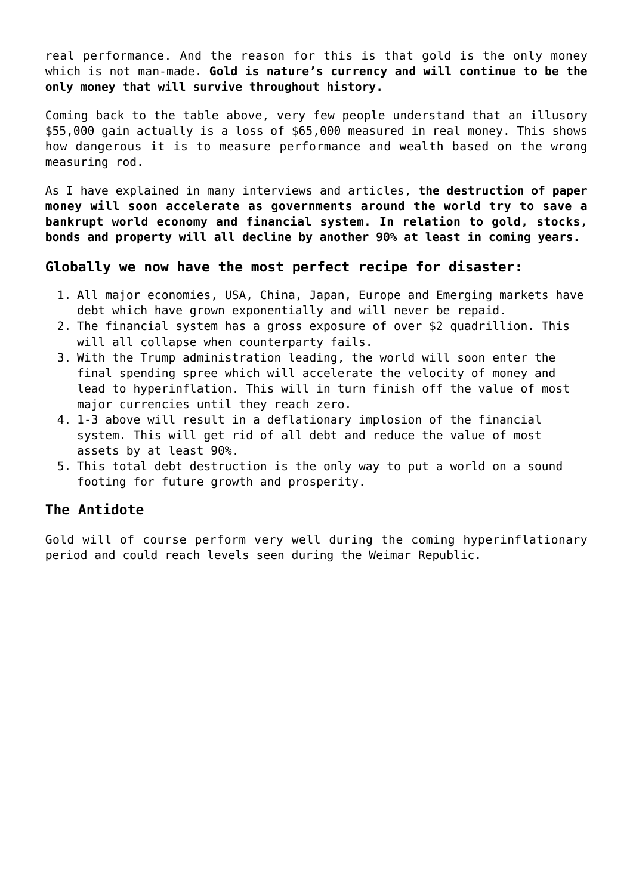real performance. And the reason for this is that gold is the only money which is not man-made. **Gold is nature's currency and will continue to be the only money that will survive throughout history.**

Coming back to the table above, very few people understand that an illusory $55,000 gain actually is a loss of $65,000 measured in real money. This shows how dangerous it is to measure performance and wealth based on the wrong measuring rod.

As I have explained in many interviews and articles, **the destruction of paper money will soon accelerate as governments around the world try to save a bankrupt world economy and financial system. In relation to gold, stocks, bonds and property will all decline by another 90% at least in coming years.**

## Globally we now have the most perfect recipe for disaster:

1. All major economies, USA, China, Japan, Europe and Emerging markets have debt which have grown exponentially and will never be repaid.
2. The financial system has a gross exposure of over $2 quadrillion. This will all collapse when counterparty fails.
3. With the Trump administration leading, the world will soon enter the final spending spree which will accelerate the velocity of money and lead to hyperinflation. This will in turn finish off the value of most major currencies until they reach zero.
4. 1-3 above will result in a deflationary implosion of the financial system. This will get rid of all debt and reduce the value of most assets by at least 90%.
5. This total debt destruction is the only way to put a world on a sound footing for future growth and prosperity.

## The Antidote

Gold will of course perform very well during the coming hyperinflationary period and could reach levels seen during the Weimar Republic.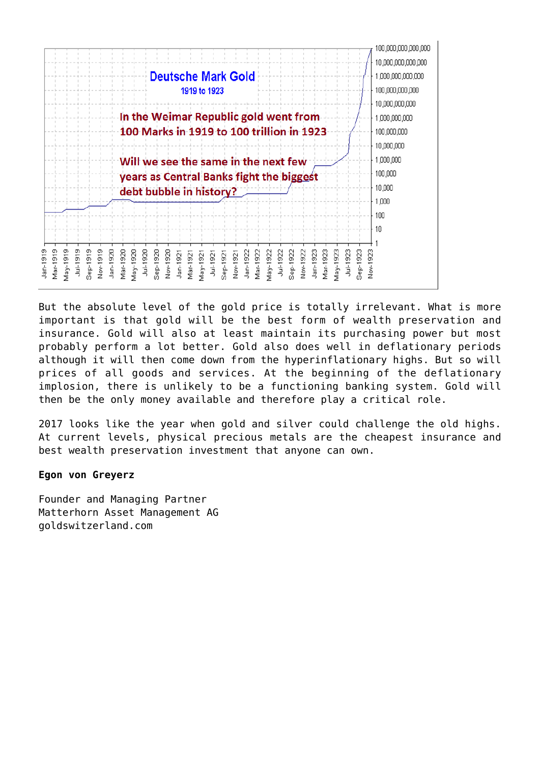Deutsche Mark Gold

1919 to 1923

In the Weimar Republic gold went from 100 Marks in 1919 to 100 trillion in 1923

Will we see the same in the next few years as Central Banks fight the biggest debt bubble in history?

100,000,000,000,000
10,000,000,000,000
1,000,000,000,000
100,000,000,000
10,000,000,000
1,000,000,000
100,000,000
10,000,000
1,000,000
100,000
10,000
1,000
100
10
1

Jan-1919 Mar-1919 May-1919 Jul-1919 Sep-1919 Nov-1919 Jan-1920 Mar-1920 May-1920 Jul-1920 Sep-1920 Nov-1920 Jan-1921 Mar-1921 May-1921 Jul-1921 Sep-1921 Nov-1921 Jan-1922 Mar-1922 May-1922 Jul-1922 Sep-1922 Nov-1922 Jan-1923 Mar-1923 May-1923 Jul-1923 Sep-1923 Nov-1923

But the absolute level of the gold price is totally irrelevant. What is more important is that gold will be the best form of wealth preservation and insurance. Gold will also at least maintain its purchasing power but most probably perform a lot better. Gold also does well in deflationary periods although it will then come down from the hyperinflationary highs. But so will prices of all goods and services. At the beginning of the deflationary implosion, there is unlikely to be a functioning banking system. Gold will then be the only money available and therefore play a critical role.

2017 looks like the year when gold and silver could challenge the old highs. At current levels, physical precious metals are the cheapest insurance and best wealth preservation investment that anyone can own.

**Egon von Greyerz**

Founder and Managing Partner
Matterhorn Asset Management AG
goldswitzerland.com